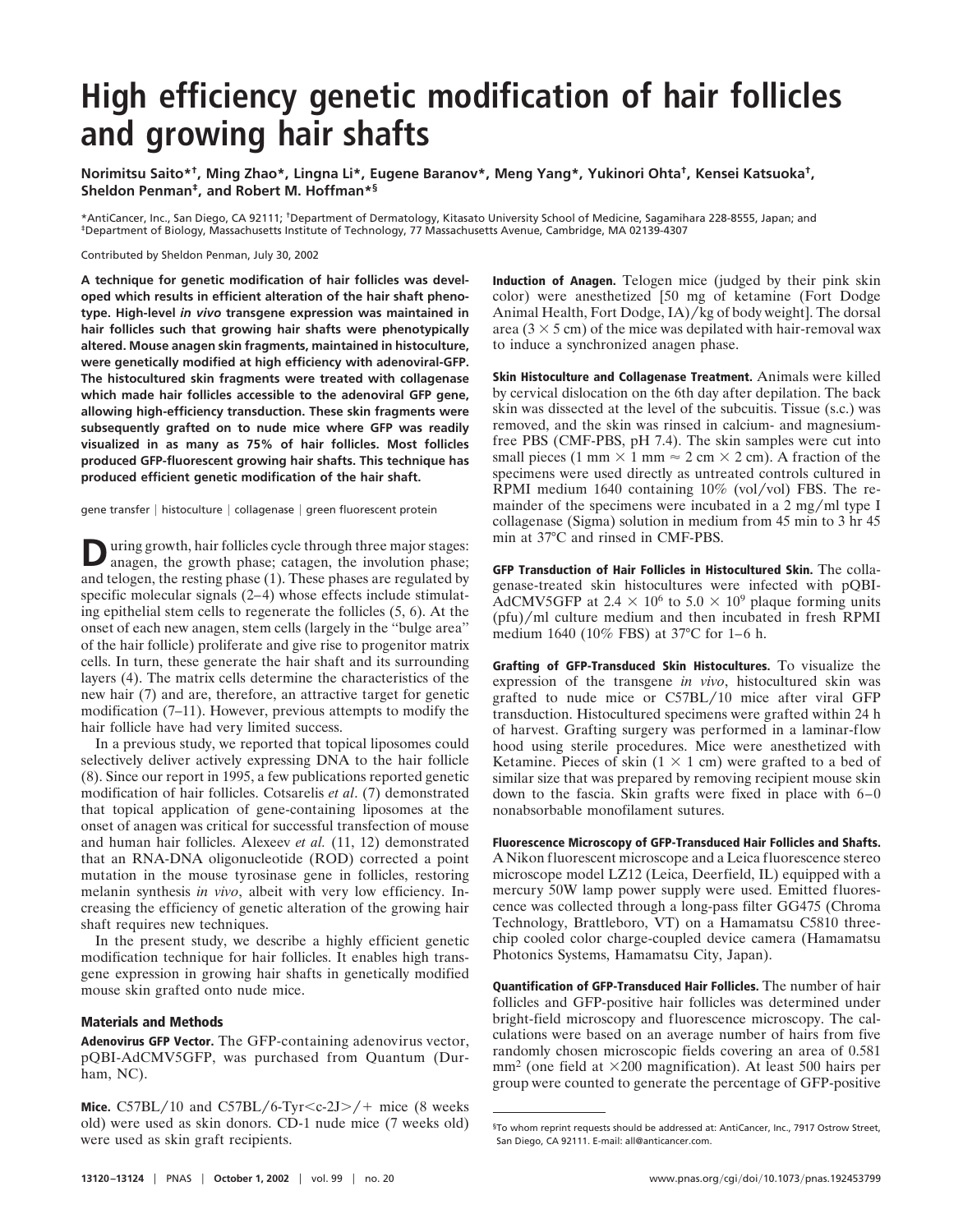# High efficiency genetic modification of hair follicles and growing hair shafts

**Norimitsu Saito*†, Ming Zhao*, Lingna Li*, Eugene Baranov*, Meng Yang*, Yukinori Ohta†, Kensei Katsuoka†, Sheldon Penman‡, and Robert M. Hoffman*§**

*AntiCancer, Inc., San Diego, CA 92111; †Department of Dermatology, Kitasato University School of Medicine, Sagamihara 228-8555, Japan; and ‡Department of Biology, Massachusetts Institute of Technology, 77 Massachusetts Avenue, Cambridge, MA 02139-4307

Contributed by Sheldon Penman, July 30, 2002

**A technique for genetic modification of hair follicles was developed which results in efficient alteration of the hair shaft phenotype. High-level *in vivo* transgene expression was maintained in hair follicles such that growing hair shafts were phenotypically altered. Mouse anagen skin fragments, maintained in histoculture, were genetically modified at high efficiency with adenoviral-GFP. The histocultured skin fragments were treated with collagenase which made hair follicles accessible to the adenoviral GFP gene, allowing high-efficiency transduction. These skin fragments were subsequently grafted on to nude mice where GFP was readily visualized in as many as 75% of hair follicles. Most follicles produced GFP-fluorescent growing hair shafts. This technique has produced efficient genetic modification of the hair shaft.**

gene transfer | histoculture | collagenase | green fluorescent protein

During growth, hair follicles cycle through three major stages: anagen, the growth phase; catagen, the involution phase; and telogen, the resting phase (1). These phases are regulated by specific molecular signals (2–4) whose effects include stimulating epithelial stem cells to regenerate the follicles (5, 6). At the onset of each new anagen, stem cells (largely in the "bulge area" of the hair follicle) proliferate and give rise to progenitor matrix cells. In turn, these generate the hair shaft and its surrounding layers (4). The matrix cells determine the characteristics of the new hair (7) and are, therefore, an attractive target for genetic modification (7–11). However, previous attempts to modify the hair follicle have had very limited success.

In a previous study, we reported that topical liposomes could selectively deliver actively expressing DNA to the hair follicle (8). Since our report in 1995, a few publications reported genetic modification of hair follicles. Cotsarelis *et al*. (7) demonstrated that topical application of gene-containing liposomes at the onset of anagen was critical for successful transfection of mouse and human hair follicles. Alexeev *et al.* (11, 12) demonstrated that an RNA-DNA oligonucleotide (ROD) corrected a point mutation in the mouse tyrosinase gene in follicles, restoring melanin synthesis *in vivo*, albeit with very low efficiency. Increasing the efficiency of genetic alteration of the growing hair shaft requires new techniques.

In the present study, we describe a highly efficient genetic modification technique for hair follicles. It enables high transgene expression in growing hair shafts in genetically modified mouse skin grafted onto nude mice.

## Materials and Methods

**Adenovirus GFP Vector.** The GFP-containing adenovirus vector, pQBI-AdCMV5GFP, was purchased from Quantum (Durham, NC).

**Mice.** C57BL/10 and C57BL/6-Tyr<c-2J>/+ mice (8 weeks old) were used as skin donors. CD-1 nude mice (7 weeks old) were used as skin graft recipients.

**Induction of Anagen.** Telogen mice (judged by their pink skin color) were anesthetized [50 mg of ketamine (Fort Dodge Animal Health, Fort Dodge, IA)/kg of body weight]. The dorsal area ($3 \times 5$ cm) of the mice was depilated with hair-removal wax to induce a synchronized anagen phase.

**Skin Histoculture and Collagenase Treatment.** Animals were killed by cervical dislocation on the 6th day after depilation. The back skin was dissected at the level of the subcuitis. Tissue (s.c.) was removed, and the skin was rinsed in calcium- and magnesium-free PBS (CMF-PBS, pH 7.4). The skin samples were cut into small pieces (1 mm $\times$ 1 mm $\approx$ 2 cm $\times$ 2 cm). A fraction of the specimens were used directly as untreated controls cultured in RPMI medium 1640 containing 10% (vol/vol) FBS. The remainder of the specimens were incubated in a 2 mg/ml type I collagenase (Sigma) solution in medium from 45 min to 3 hr 45 min at 37°C and rinsed in CMF-PBS.

**GFP Transduction of Hair Follicles in Histocultured Skin.** The collagenase-treated skin histocultures were infected with pQBI-AdCMV5GFP at $2.4 \times 10^6$ to $5.0 \times 10^9$ plaque forming units (pfu)/ml culture medium and then incubated in fresh RPMI medium 1640 (10% FBS) at 37°C for 1–6 h.

**Grafting of GFP-Transduced Skin Histocultures.** To visualize the expression of the transgene *in vivo*, histocultured skin was grafted to nude mice or C57BL/10 mice after viral GFP transduction. Histocultured specimens were grafted within 24 h of harvest. Grafting surgery was performed in a laminar-flow hood using sterile procedures. Mice were anesthetized with Ketamine. Pieces of skin ($1 \times 1$ cm) were grafted to a bed of similar size that was prepared by removing recipient mouse skin down to the fascia. Skin grafts were fixed in place with 6–0 nonabsorbable monofilament sutures.

**Fluorescence Microscopy of GFP-Transduced Hair Follicles and Shafts.** A Nikon fluorescent microscope and a Leica fluorescence stereo microscope model LZ12 (Leica, Deerfield, IL) equipped with a mercury 50W lamp power supply were used. Emitted fluorescence was collected through a long-pass filter GG475 (Chroma Technology, Brattleboro, VT) on a Hamamatsu C5810 three-chip cooled color charge-coupled device camera (Hamamatsu Photonics Systems, Hamamatsu City, Japan).

**Quantification of GFP-Transduced Hair Follicles.** The number of hair follicles and GFP-positive hair follicles was determined under bright-field microscopy and fluorescence microscopy. The calculations were based on an average number of hairs from five randomly chosen microscopic fields covering an area of 0.581 mm$^2$ (one field at $\times$200 magnification). At least 500 hairs per group were counted to generate the percentage of GFP-positive

§To whom reprint requests should be addressed at: AntiCancer, Inc., 7917 Ostrow Street, San Diego, CA 92111. E-mail: all@anticancer.com.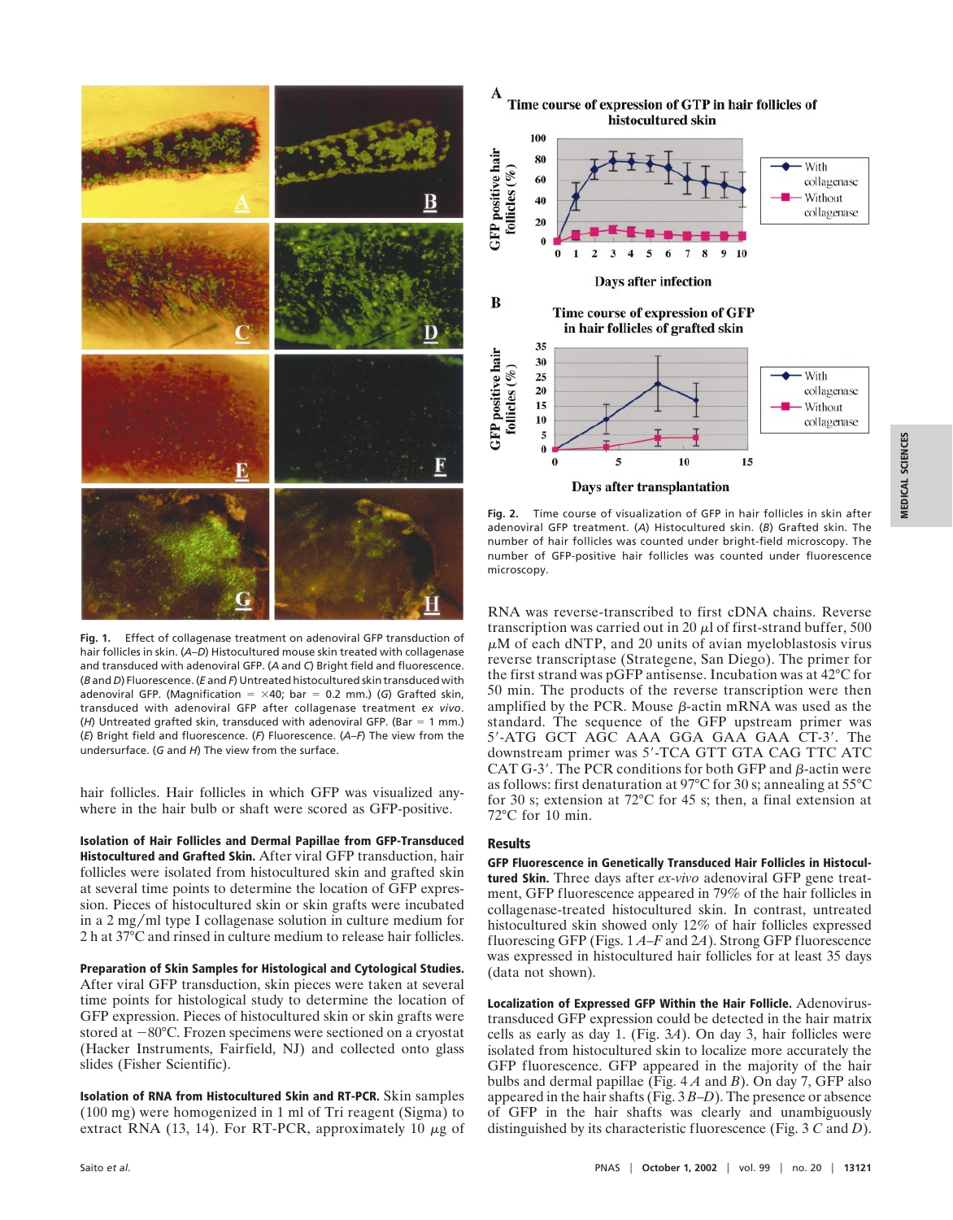Fig. 1. Effect of collagenase treatment on adenoviral GFP transduction of hair follicles in skin. (*A*–*D*) Histocultured mouse skin treated with collagenase and transduced with adenoviral GFP. (*A* and *C*) Bright field and fluorescence. (*B* and *D*) Fluorescence. (*E* and *F*) Untreated histocultured skin transduced with adenoviral GFP. (Magnification = ×40; bar = 0.2 mm.) (*G*) Grafted skin, transduced with adenoviral GFP after collagenase treatment *ex vivo*. (*H*) Untreated grafted skin, transduced with adenoviral GFP. (Bar = 1 mm.) (*E*) Bright field and fluorescence. (*F*) Fluorescence. (*A*–*F*) The view from the undersurface. (*G* and *H*) The view from the surface.

hair follicles. Hair follicles in which GFP was visualized anywhere in the hair bulb or shaft were scored as GFP-positive.

**Isolation of Hair Follicles and Dermal Papillae from GFP-Transduced Histocultured and Grafted Skin.** After viral GFP transduction, hair follicles were isolated from histocultured skin and grafted skin at several time points to determine the location of GFP expression. Pieces of histocultured skin or skin grafts were incubated in a 2 mg/ml type I collagenase solution in culture medium for 2 h at 37°C and rinsed in culture medium to release hair follicles.

**Preparation of Skin Samples for Histological and Cytological Studies.** After viral GFP transduction, skin pieces were taken at several time points for histological study to determine the location of GFP expression. Pieces of histocultured skin or skin grafts were stored at −80°C. Frozen specimens were sectioned on a cryostat (Hacker Instruments, Fairfield, NJ) and collected onto glass slides (Fisher Scientific).

**Isolation of RNA from Histocultured Skin and RT-PCR.** Skin samples (100 mg) were homogenized in 1 ml of Tri reagent (Sigma) to extract RNA (13, 14). For RT-PCR, approximately 10 μg of RNA was reverse-transcribed to first cDNA chains. Reverse transcription was carried out in 20 μl of first-strand buffer, 500 μM of each dNTP, and 20 units of avian myeloblastosis virus reverse transcriptase (Strategene, San Diego). The primer for the first strand was pGFP antisense. Incubation was at 42°C for 50 min. The products of the reverse transcription were then amplified by the PCR. Mouse β-actin mRNA was used as the standard. The sequence of the GFP upstream primer was 5′-ATG GCT AGC AAA GGA GAA GAA CT-3′. The downstream primer was 5′-TCA GTT GTA CAG TTC ATC CAT G-3′. The PCR conditions for both GFP and β-actin were as follows: first denaturation at 97°C for 30 s; annealing at 55°C for 30 s; extension at 72°C for 45 s; then, a final extension at 72°C for 10 min.

Fig. 2. Time course of visualization of GFP in hair follicles in skin after adenoviral GFP treatment. (*A*) Histocultured skin. (*B*) Grafted skin. The number of hair follicles was counted under bright-field microscopy. The number of GFP-positive hair follicles was counted under fluorescence microscopy.

## Results

**GFP Fluorescence in Genetically Transduced Hair Follicles in Histocultured Skin.** Three days after *ex-vivo* adenoviral GFP gene treatment, GFP fluorescence appeared in 79% of the hair follicles in collagenase-treated histocultured skin. In contrast, untreated histocultured skin showed only 12% of hair follicles expressed fluorescing GFP (Figs. 1 *A*–*F* and 2*A*). Strong GFP fluorescence was expressed in histocultured hair follicles for at least 35 days (data not shown).

**Localization of Expressed GFP Within the Hair Follicle.** Adenovirus-transduced GFP expression could be detected in the hair matrix cells as early as day 1. (Fig. 3*A*). On day 3, hair follicles were isolated from histocultured skin to localize more accurately the GFP fluorescence. GFP appeared in the majority of the hair bulbs and dermal papillae (Fig. 4 *A* and *B*). On day 7, GFP also appeared in the hair shafts (Fig. 3 *B*–*D*). The presence or absence of GFP in the hair shafts was clearly and unambiguously distinguished by its characteristic fluorescence (Fig. 3 *C* and *D*).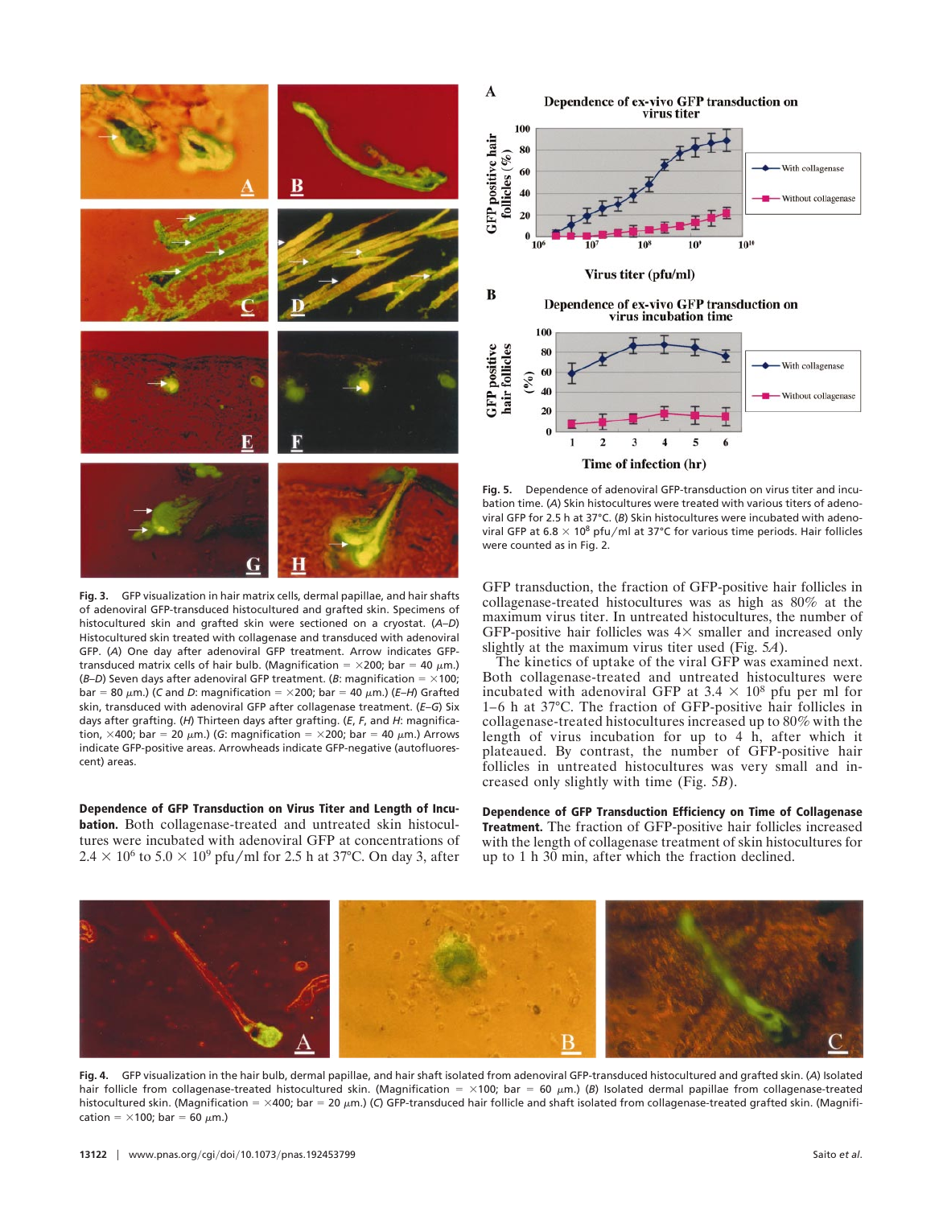**Fig. 3.** GFP visualization in hair matrix cells, dermal papillae, and hair shafts of adenoviral GFP-transduced histocultured and grafted skin. Specimens of histocultured skin and grafted skin were sectioned on a cryostat. (*A–D*) Histocultured skin treated with collagenase and transduced with adenoviral GFP. (*A*) One day after adenoviral GFP treatment. Arrow indicates GFP-transduced matrix cells of hair bulb. (Magnification = ×200; bar = 40 μm.) (*B–D*) Seven days after adenoviral GFP treatment. (*B*: magnification = ×100; bar = 80 μm.) (*C* and *D*: magnification = ×200; bar = 40 μm.) (*E–H*) Grafted skin, transduced with adenoviral GFP after collagenase treatment. (*E–G*) Six days after grafting. (*H*) Thirteen days after grafting. (*E*, *F*, and *H*: magnification, ×400; bar = 20 μm.) (*G*: magnification = ×200; bar = 40 μm.) Arrows indicate GFP-positive areas. Arrowheads indicate GFP-negative (autofluorescent) areas.

**Dependence of GFP Transduction on Virus Titer and Length of Incubation.** Both collagenase-treated and untreated skin histocultures were incubated with adenoviral GFP at concentrations of $2.4 \times 10^6$ to $5.0 \times 10^9$ pfu/ml for 2.5 h at 37°C. On day 3, after GFP transduction, the fraction of GFP-positive hair follicles in collagenase-treated histocultures was as high as 80% at the maximum virus titer. In untreated histocultures, the number of GFP-positive hair follicles was 4× smaller and increased only slightly at the maximum virus titer used (Fig. 5*A*).

The kinetics of uptake of the viral GFP was examined next. Both collagenase-treated and untreated histocultures were incubated with adenoviral GFP at $3.4 \times 10^8$ pfu per ml for 1–6 h at 37°C. The fraction of GFP-positive hair follicles in collagenase-treated histocultures increased up to 80% with the length of virus incubation for up to 4 h, after which it plateaued. By contrast, the number of GFP-positive hair follicles in untreated histocultures was very small and increased only slightly with time (Fig. 5*B*).

**Fig. 5.** Dependence of adenoviral GFP-transduction on virus titer and incubation time. (*A*) Skin histocultures were treated with various titers of adenoviral GFP for 2.5 h at 37°C. (*B*) Skin histocultures were incubated with adenoviral GFP at $6.8 \times 10^8$ pfu/ml at 37°C for various time periods. Hair follicles were counted as in Fig. 2.

**Dependence of GFP Transduction Efficiency on Time of Collagenase Treatment.** The fraction of GFP-positive hair follicles increased with the length of collagenase treatment of skin histocultures for up to 1 h 30 min, after which the fraction declined.

**Fig. 4.** GFP visualization in the hair bulb, dermal papillae, and hair shaft isolated from adenoviral GFP-transduced histocultured and grafted skin. (*A*) Isolated hair follicle from collagenase-treated histocultured skin. (Magnification = ×100; bar = 60 μm.) (*B*) Isolated dermal papillae from collagenase-treated histocultured skin. (Magnification = ×400; bar = 20 μm.) (*C*) GFP-transduced hair follicle and shaft isolated from collagenase-treated grafted skin. (Magnification = ×100; bar = 60 μm.)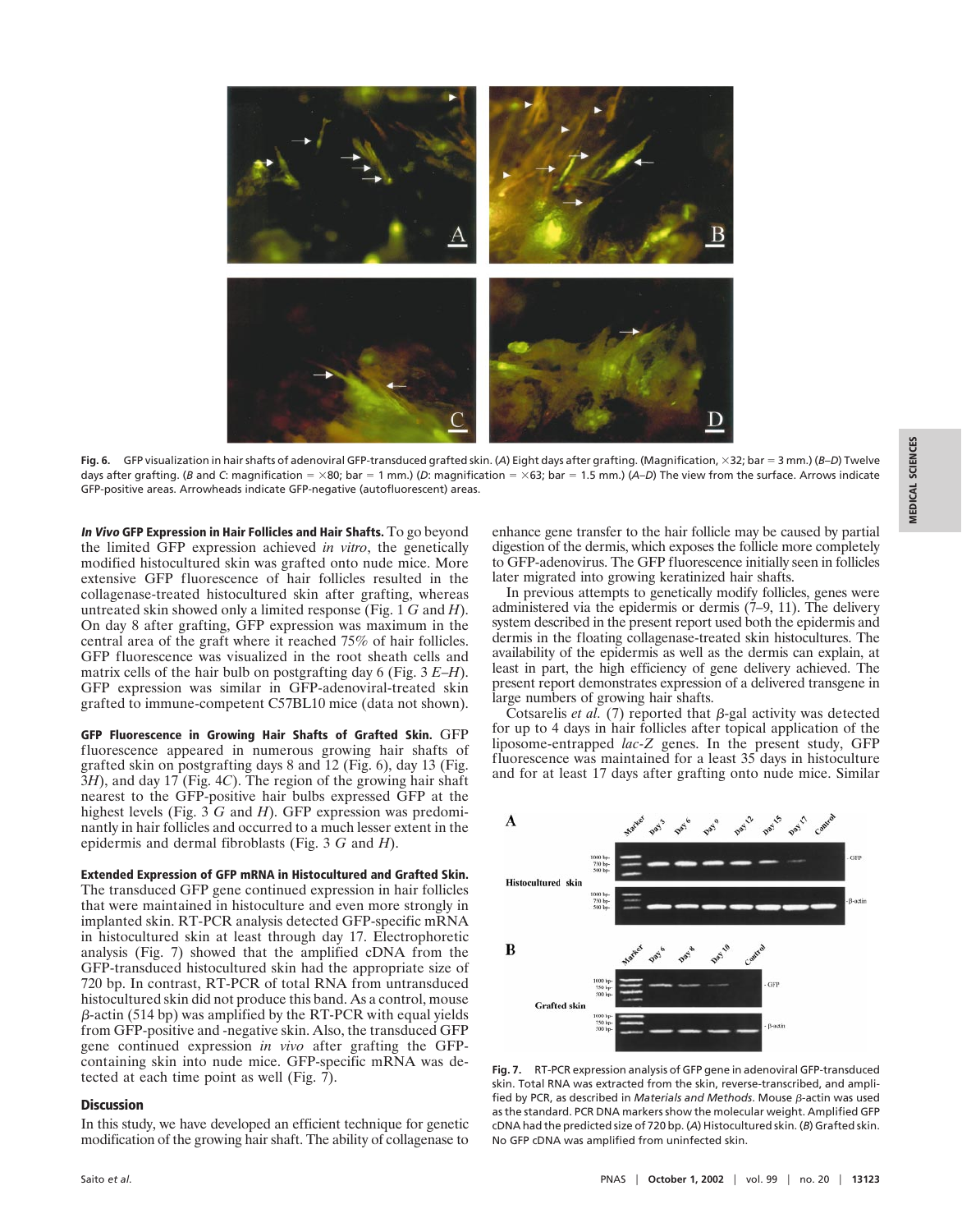Fig. 6. GFP visualization in hair shafts of adenoviral GFP-transduced grafted skin. (*A*) Eight days after grafting. (Magnification, ×32; bar = 3 mm.) (*B–D*) Twelve days after grafting. (*B* and *C*: magnification = ×80; bar = 1 mm.) (*D*: magnification = ×63; bar = 1.5 mm.) (*A–D*) The view from the surface. Arrows indicate GFP-positive areas. Arrowheads indicate GFP-negative (autofluorescent) areas.

***In Vivo* GFP Expression in Hair Follicles and Hair Shafts.** To go beyond the limited GFP expression achieved *in vitro*, the genetically modified histocultured skin was grafted onto nude mice. More extensive GFP fluorescence of hair follicles resulted in the collagenase-treated histocultured skin after grafting, whereas untreated skin showed only a limited response (Fig. 1 *G* and *H*). On day 8 after grafting, GFP expression was maximum in the central area of the graft where it reached 75% of hair follicles. GFP fluorescence was visualized in the root sheath cells and matrix cells of the hair bulb on postgrafting day 6 (Fig. 3 *E–H*). GFP expression was similar in GFP-adenoviral-treated skin grafted to immune-competent C57BL10 mice (data not shown).

**GFP Fluorescence in Growing Hair Shafts of Grafted Skin.** GFP fluorescence appeared in numerous growing hair shafts of grafted skin on postgrafting days 8 and 12 (Fig. 6), day 13 (Fig. 3*H*), and day 17 (Fig. 4*C*). The region of the growing hair shaft nearest to the GFP-positive hair bulbs expressed GFP at the highest levels (Fig. 3 *G* and *H*). GFP expression was predominantly in hair follicles and occurred to a much lesser extent in the epidermis and dermal fibroblasts (Fig. 3 *G* and *H*).

**Extended Expression of GFP mRNA in Histocultured and Grafted Skin.** The transduced GFP gene continued expression in hair follicles that were maintained in histoculture and even more strongly in implanted skin. RT-PCR analysis detected GFP-specific mRNA in histocultured skin at least through day 17. Electrophoretic analysis (Fig. 7) showed that the amplified cDNA from the GFP-transduced histocultured skin had the appropriate size of 720 bp. In contrast, RT-PCR of total RNA from untransduced histocultured skin did not produce this band. As a control, mouse β-actin (514 bp) was amplified by the RT-PCR with equal yields from GFP-positive and -negative skin. Also, the transduced GFP gene continued expression *in vivo* after grafting the GFP-containing skin into nude mice. GFP-specific mRNA was detected at each time point as well (Fig. 7).

## Discussion

In this study, we have developed an efficient technique for genetic modification of the growing hair shaft. The ability of collagenase to enhance gene transfer to the hair follicle may be caused by partial digestion of the dermis, which exposes the follicle more completely to GFP-adenovirus. The GFP fluorescence initially seen in follicles later migrated into growing keratinized hair shafts.

In previous attempts to genetically modify follicles, genes were administered via the epidermis or dermis (7–9, 11). The delivery system described in the present report used both the epidermis and dermis in the floating collagenase-treated skin histocultures. The availability of the epidermis as well as the dermis can explain, at least in part, the high efficiency of gene delivery achieved. The present report demonstrates expression of a delivered transgene in large numbers of growing hair shafts.

Cotsarelis *et al.* (7) reported that β-gal activity was detected for up to 4 days in hair follicles after topical application of the liposome-entrapped *lac-Z* genes. In the present study, GFP fluorescence was maintained for a least 35 days in histoculture and for at least 17 days after grafting onto nude mice. Similar

Fig. 7. RT-PCR expression analysis of GFP gene in adenoviral GFP-transduced skin. Total RNA was extracted from the skin, reverse-transcribed, and amplified by PCR, as described in *Materials and Methods*. Mouse β-actin was used as the standard. PCR DNA markers show the molecular weight. Amplified GFP cDNA had the predicted size of 720 bp. (*A*) Histocultured skin. (*B*) Grafted skin. No GFP cDNA was amplified from uninfected skin.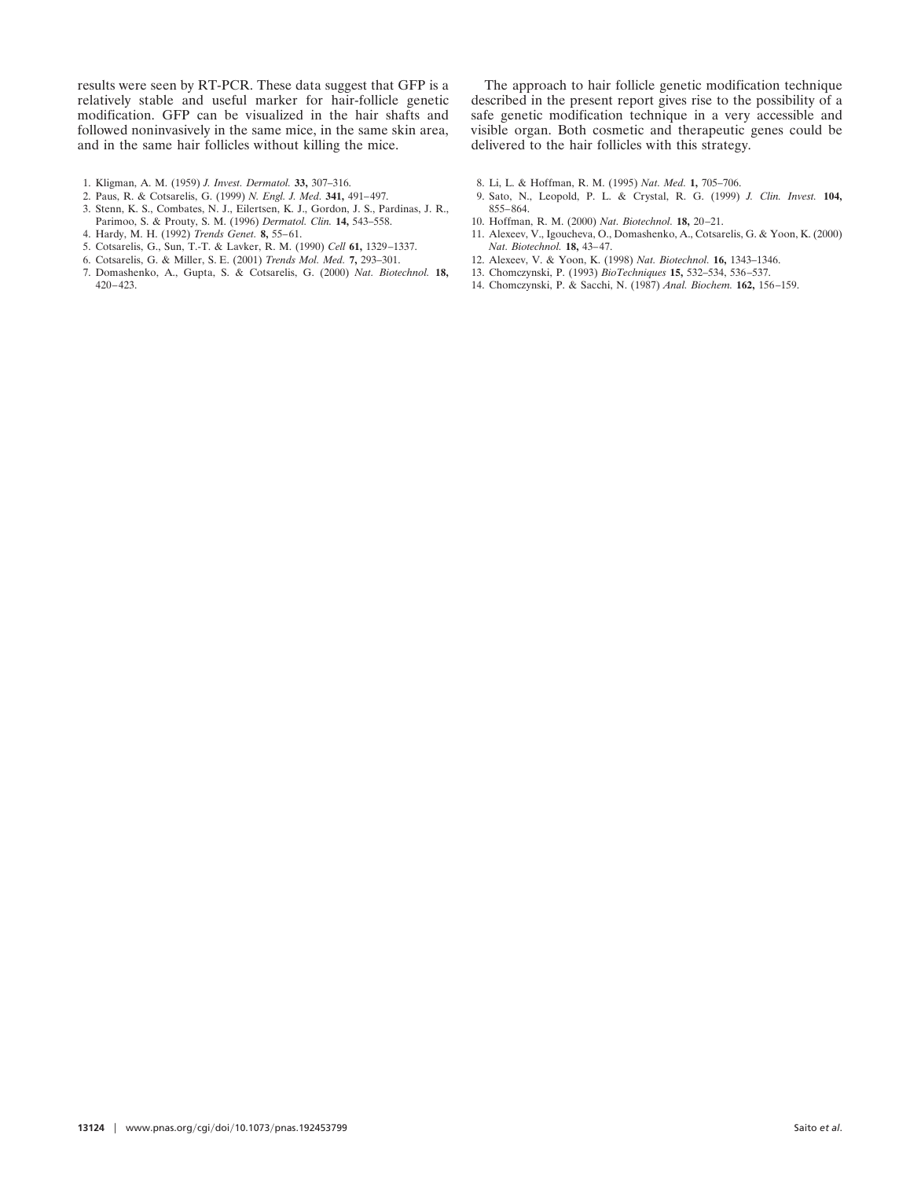results were seen by RT-PCR. These data suggest that GFP is a relatively stable and useful marker for hair-follicle genetic modification. GFP can be visualized in the hair shafts and followed noninvasively in the same mice, in the same skin area, and in the same hair follicles without killing the mice.

The approach to hair follicle genetic modification technique described in the present report gives rise to the possibility of a safe genetic modification technique in a very accessible and visible organ. Both cosmetic and therapeutic genes could be delivered to the hair follicles with this strategy.

1. Kligman, A. M. (1959) *J. Invest. Dermatol.* **33,** 307–316.
2. Paus, R. & Cotsarelis, G. (1999) *N. Engl. J. Med.* **341,** 491–497.
3. Stenn, K. S., Combates, N. J., Eilertsen, K. J., Gordon, J. S., Pardinas, J. R., Parimoo, S. & Prouty, S. M. (1996) *Dermatol. Clin.* **14,** 543–558.
4. Hardy, M. H. (1992) *Trends Genet.* **8,** 55–61.
5. Cotsarelis, G., Sun, T.-T. & Lavker, R. M. (1990) *Cell* **61,** 1329–1337.
6. Cotsarelis, G. & Miller, S. E. (2001) *Trends Mol. Med.* **7,** 293–301.
7. Domashenko, A., Gupta, S. & Cotsarelis, G. (2000) *Nat. Biotechnol.* **18,** 420–423.
8. Li, L. & Hoffman, R. M. (1995) *Nat. Med.* **1,** 705–706.
9. Sato, N., Leopold, P. L. & Crystal, R. G. (1999) *J. Clin. Invest.* **104,** 855–864.
10. Hoffman, R. M. (2000) *Nat. Biotechnol.* **18,** 20–21.
11. Alexeev, V., Igoucheva, O., Domashenko, A., Cotsarelis, G. & Yoon, K. (2000) *Nat. Biotechnol.* **18,** 43–47.
12. Alexeev, V. & Yoon, K. (1998) *Nat. Biotechnol.* **16,** 1343–1346.
13. Chomczynski, P. (1993) *BioTechniques* **15,** 532–534, 536–537.
14. Chomczynski, P. & Sacchi, N. (1987) *Anal. Biochem.* **162,** 156–159.